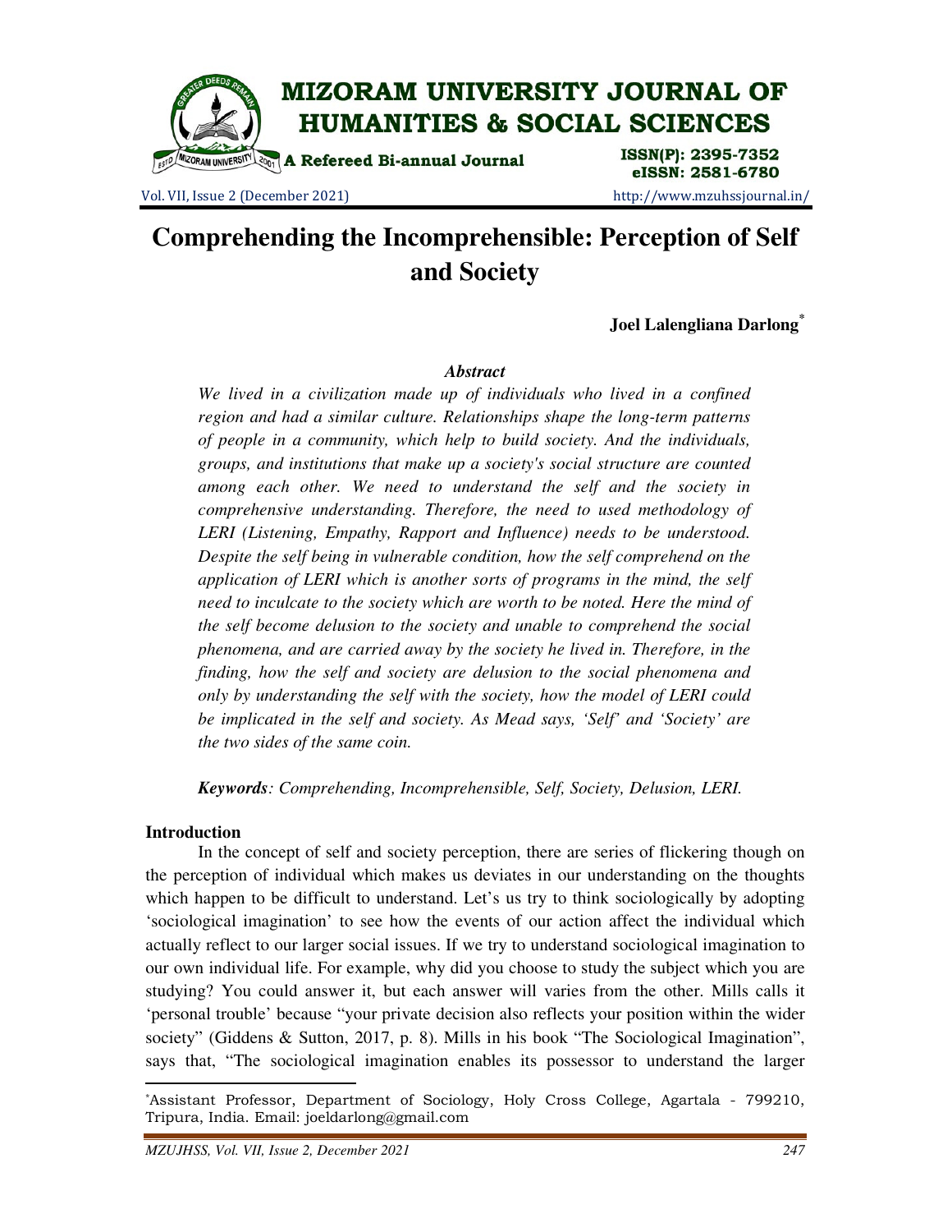# Comprehending the Incomprehensible: Perception of Self and Society

**Joel Lalengliana Darlong**[*]

***Abstract***

*We lived in a civilization made up of individuals who lived in a confined region and had a similar culture. Relationships shape the long-term patterns of people in a community, which help to build society. And the individuals, groups, and institutions that make up a society's social structure are counted among each other. We need to understand the self and the society in comprehensive understanding. Therefore, the need to used methodology of LERI (Listening, Empathy, Rapport and Influence) needs to be understood. Despite the self being in vulnerable condition, how the self comprehend on the application of LERI which is another sorts of programs in the mind, the self need to inculcate to the society which are worth to be noted. Here the mind of the self become delusion to the society and unable to comprehend the social phenomena, and are carried away by the society he lived in. Therefore, in the finding, how the self and society are delusion to the social phenomena and only by understanding the self with the society, how the model of LERI could be implicated in the self and society. As Mead says, 'Self' and 'Society' are the two sides of the same coin.*

***Keywords**: Comprehending, Incomprehensible, Self, Society, Delusion, LERI.*

## Introduction

In the concept of self and society perception, there are series of flickering though on the perception of individual which makes us deviates in our understanding on the thoughts which happen to be difficult to understand. Let's us try to think sociologically by adopting 'sociological imagination' to see how the events of our action affect the individual which actually reflect to our larger social issues. If we try to understand sociological imagination to our own individual life. For example, why did you choose to study the subject which you are studying? You could answer it, but each answer will varies from the other. Mills calls it 'personal trouble' because "your private decision also reflects your position within the wider society" (Giddens & Sutton, 2017, p. 8). Mills in his book "The Sociological Imagination", says that, "The sociological imagination enables its possessor to understand the larger

---

[*] Assistant Professor, Department of Sociology, Holy Cross College, Agartala - 799210, Tripura, India. Email: joeldarlong@gmail.com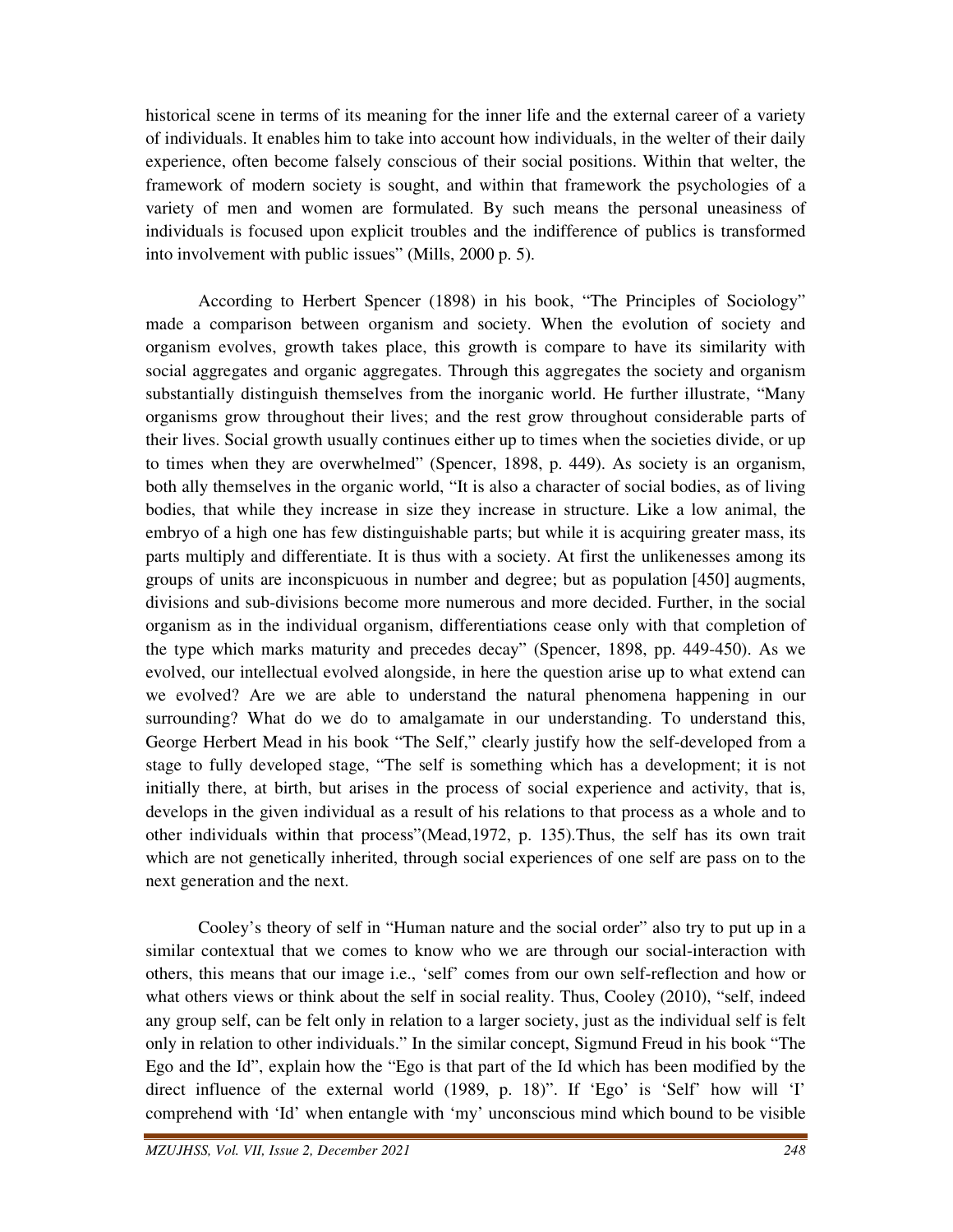historical scene in terms of its meaning for the inner life and the external career of a variety of individuals. It enables him to take into account how individuals, in the welter of their daily experience, often become falsely conscious of their social positions. Within that welter, the framework of modern society is sought, and within that framework the psychologies of a variety of men and women are formulated. By such means the personal uneasiness of individuals is focused upon explicit troubles and the indifference of publics is transformed into involvement with public issues" (Mills, 2000 p. 5).

According to Herbert Spencer (1898) in his book, "The Principles of Sociology" made a comparison between organism and society. When the evolution of society and organism evolves, growth takes place, this growth is compare to have its similarity with social aggregates and organic aggregates. Through this aggregates the society and organism substantially distinguish themselves from the inorganic world. He further illustrate, "Many organisms grow throughout their lives; and the rest grow throughout considerable parts of their lives. Social growth usually continues either up to times when the societies divide, or up to times when they are overwhelmed" (Spencer, 1898, p. 449). As society is an organism, both ally themselves in the organic world, "It is also a character of social bodies, as of living bodies, that while they increase in size they increase in structure. Like a low animal, the embryo of a high one has few distinguishable parts; but while it is acquiring greater mass, its parts multiply and differentiate. It is thus with a society. At first the unlikenesses among its groups of units are inconspicuous in number and degree; but as population [450] augments, divisions and sub-divisions become more numerous and more decided. Further, in the social organism as in the individual organism, differentiations cease only with that completion of the type which marks maturity and precedes decay" (Spencer, 1898, pp. 449-450). As we evolved, our intellectual evolved alongside, in here the question arise up to what extend can we evolved? Are we are able to understand the natural phenomena happening in our surrounding? What do we do to amalgamate in our understanding. To understand this, George Herbert Mead in his book "The Self," clearly justify how the self-developed from a stage to fully developed stage, "The self is something which has a development; it is not initially there, at birth, but arises in the process of social experience and activity, that is, develops in the given individual as a result of his relations to that process as a whole and to other individuals within that process"(Mead,1972, p. 135).Thus, the self has its own trait which are not genetically inherited, through social experiences of one self are pass on to the next generation and the next.

Cooley's theory of self in "Human nature and the social order" also try to put up in a similar contextual that we comes to know who we are through our social-interaction with others, this means that our image i.e., 'self' comes from our own self-reflection and how or what others views or think about the self in social reality. Thus, Cooley (2010), "self, indeed any group self, can be felt only in relation to a larger society, just as the individual self is felt only in relation to other individuals." In the similar concept, Sigmund Freud in his book "The Ego and the Id", explain how the "Ego is that part of the Id which has been modified by the direct influence of the external world (1989, p. 18)". If 'Ego' is 'Self' how will 'I' comprehend with 'Id' when entangle with 'my' unconscious mind which bound to be visible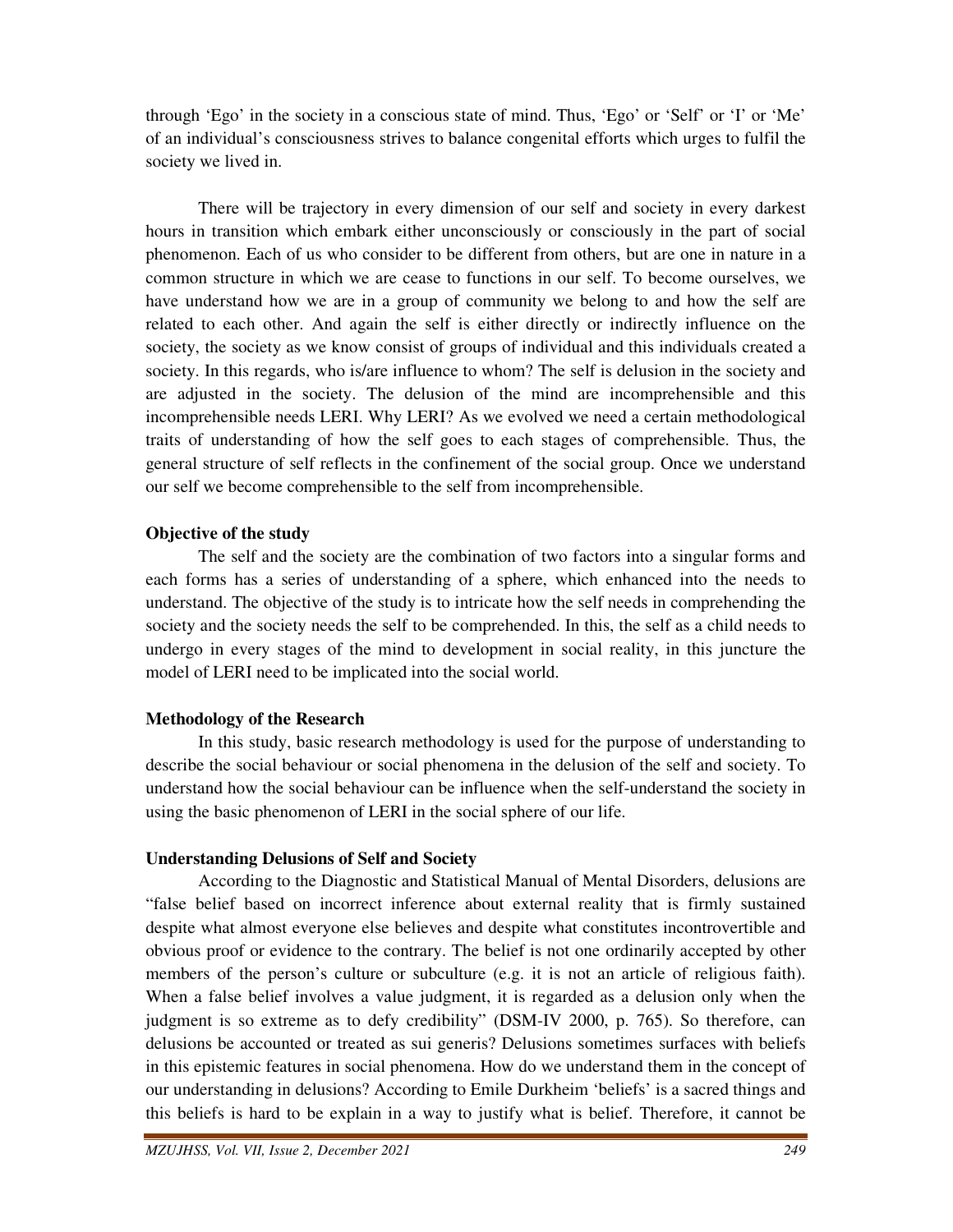through 'Ego' in the society in a conscious state of mind. Thus, 'Ego' or 'Self' or 'I' or 'Me' of an individual's consciousness strives to balance congenital efforts which urges to fulfil the society we lived in.

There will be trajectory in every dimension of our self and society in every darkest hours in transition which embark either unconsciously or consciously in the part of social phenomenon. Each of us who consider to be different from others, but are one in nature in a common structure in which we are cease to functions in our self. To become ourselves, we have understand how we are in a group of community we belong to and how the self are related to each other. And again the self is either directly or indirectly influence on the society, the society as we know consist of groups of individual and this individuals created a society. In this regards, who is/are influence to whom? The self is delusion in the society and are adjusted in the society. The delusion of the mind are incomprehensible and this incomprehensible needs LERI. Why LERI? As we evolved we need a certain methodological traits of understanding of how the self goes to each stages of comprehensible. Thus, the general structure of self reflects in the confinement of the social group. Once we understand our self we become comprehensible to the self from incomprehensible.

**Objective of the study**

The self and the society are the combination of two factors into a singular forms and each forms has a series of understanding of a sphere, which enhanced into the needs to understand. The objective of the study is to intricate how the self needs in comprehending the society and the society needs the self to be comprehended. In this, the self as a child needs to undergo in every stages of the mind to development in social reality, in this juncture the model of LERI need to be implicated into the social world.

**Methodology of the Research**

In this study, basic research methodology is used for the purpose of understanding to describe the social behaviour or social phenomena in the delusion of the self and society. To understand how the social behaviour can be influence when the self-understand the society in using the basic phenomenon of LERI in the social sphere of our life.

**Understanding Delusions of Self and Society**

According to the Diagnostic and Statistical Manual of Mental Disorders, delusions are "false belief based on incorrect inference about external reality that is firmly sustained despite what almost everyone else believes and despite what constitutes incontrovertible and obvious proof or evidence to the contrary. The belief is not one ordinarily accepted by other members of the person's culture or subculture (e.g. it is not an article of religious faith). When a false belief involves a value judgment, it is regarded as a delusion only when the judgment is so extreme as to defy credibility" (DSM-IV 2000, p. 765). So therefore, can delusions be accounted or treated as sui generis? Delusions sometimes surfaces with beliefs in this epistemic features in social phenomena. How do we understand them in the concept of our understanding in delusions? According to Emile Durkheim 'beliefs' is a sacred things and this beliefs is hard to be explain in a way to justify what is belief. Therefore, it cannot be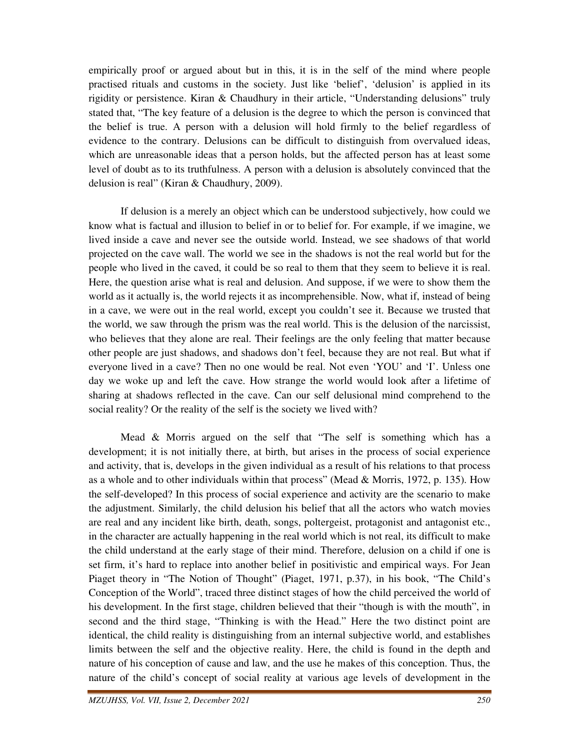empirically proof or argued about but in this, it is in the self of the mind where people practised rituals and customs in the society. Just like 'belief', 'delusion' is applied in its rigidity or persistence. Kiran & Chaudhury in their article, "Understanding delusions" truly stated that, "The key feature of a delusion is the degree to which the person is convinced that the belief is true. A person with a delusion will hold firmly to the belief regardless of evidence to the contrary. Delusions can be difficult to distinguish from overvalued ideas, which are unreasonable ideas that a person holds, but the affected person has at least some level of doubt as to its truthfulness. A person with a delusion is absolutely convinced that the delusion is real" (Kiran & Chaudhury, 2009).

If delusion is a merely an object which can be understood subjectively, how could we know what is factual and illusion to belief in or to belief for. For example, if we imagine, we lived inside a cave and never see the outside world. Instead, we see shadows of that world projected on the cave wall. The world we see in the shadows is not the real world but for the people who lived in the caved, it could be so real to them that they seem to believe it is real. Here, the question arise what is real and delusion. And suppose, if we were to show them the world as it actually is, the world rejects it as incomprehensible. Now, what if, instead of being in a cave, we were out in the real world, except you couldn't see it. Because we trusted that the world, we saw through the prism was the real world. This is the delusion of the narcissist, who believes that they alone are real. Their feelings are the only feeling that matter because other people are just shadows, and shadows don't feel, because they are not real. But what if everyone lived in a cave? Then no one would be real. Not even 'YOU' and 'I'. Unless one day we woke up and left the cave. How strange the world would look after a lifetime of sharing at shadows reflected in the cave. Can our self delusional mind comprehend to the social reality? Or the reality of the self is the society we lived with?

Mead & Morris argued on the self that "The self is something which has a development; it is not initially there, at birth, but arises in the process of social experience and activity, that is, develops in the given individual as a result of his relations to that process as a whole and to other individuals within that process" (Mead & Morris, 1972, p. 135). How the self-developed? In this process of social experience and activity are the scenario to make the adjustment. Similarly, the child delusion his belief that all the actors who watch movies are real and any incident like birth, death, songs, poltergeist, protagonist and antagonist etc., in the character are actually happening in the real world which is not real, its difficult to make the child understand at the early stage of their mind. Therefore, delusion on a child if one is set firm, it's hard to replace into another belief in positivistic and empirical ways. For Jean Piaget theory in "The Notion of Thought" (Piaget, 1971, p.37), in his book, "The Child's Conception of the World", traced three distinct stages of how the child perceived the world of his development. In the first stage, children believed that their "though is with the mouth", in second and the third stage, "Thinking is with the Head." Here the two distinct point are identical, the child reality is distinguishing from an internal subjective world, and establishes limits between the self and the objective reality. Here, the child is found in the depth and nature of his conception of cause and law, and the use he makes of this conception. Thus, the nature of the child's concept of social reality at various age levels of development in the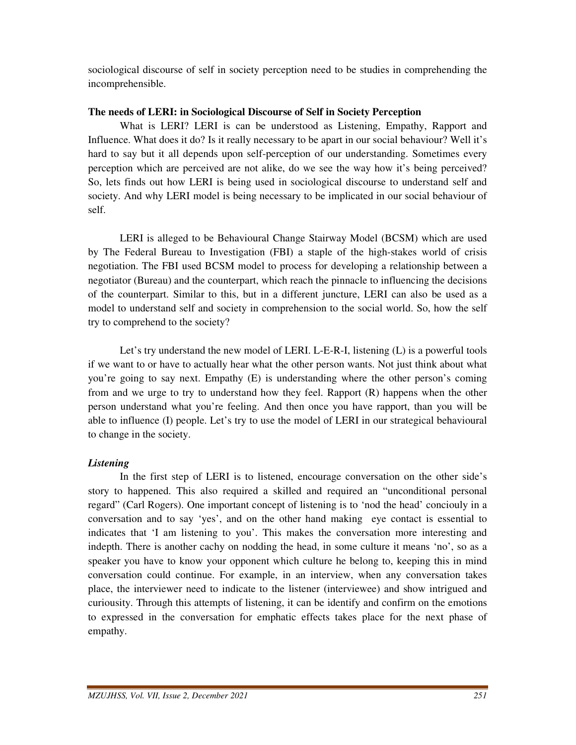sociological discourse of self in society perception need to be studies in comprehending the incomprehensible.

**The needs of LERI: in Sociological Discourse of Self in Society Perception**

What is LERI? LERI is can be understood as Listening, Empathy, Rapport and Influence. What does it do? Is it really necessary to be apart in our social behaviour? Well it's hard to say but it all depends upon self-perception of our understanding. Sometimes every perception which are perceived are not alike, do we see the way how it's being perceived? So, lets finds out how LERI is being used in sociological discourse to understand self and society. And why LERI model is being necessary to be implicated in our social behaviour of self.

LERI is alleged to be Behavioural Change Stairway Model (BCSM) which are used by The Federal Bureau to Investigation (FBI) a staple of the high-stakes world of crisis negotiation. The FBI used BCSM model to process for developing a relationship between a negotiator (Bureau) and the counterpart, which reach the pinnacle to influencing the decisions of the counterpart. Similar to this, but in a different juncture, LERI can also be used as a model to understand self and society in comprehension to the social world. So, how the self try to comprehend to the society?

Let's try understand the new model of LERI. L-E-R-I, listening (L) is a powerful tools if we want to or have to actually hear what the other person wants. Not just think about what you're going to say next. Empathy (E) is understanding where the other person's coming from and we urge to try to understand how they feel. Rapport (R) happens when the other person understand what you're feeling. And then once you have rapport, than you will be able to influence (I) people. Let's try to use the model of LERI in our strategical behavioural to change in the society.

***Listening***

In the first step of LERI is to listened, encourage conversation on the other side's story to happened. This also required a skilled and required an "unconditional personal regard" (Carl Rogers). One important concept of listening is to 'nod the head' conciouly in a conversation and to say 'yes', and on the other hand making eye contact is essential to indicates that 'I am listening to you'. This makes the conversation more interesting and indepth. There is another cachy on nodding the head, in some culture it means 'no', so as a speaker you have to know your opponent which culture he belong to, keeping this in mind conversation could continue. For example, in an interview, when any conversation takes place, the interviewer need to indicate to the listener (interviewee) and show intrigued and curiousity. Through this attempts of listening, it can be identify and confirm on the emotions to expressed in the conversation for emphatic effects takes place for the next phase of empathy.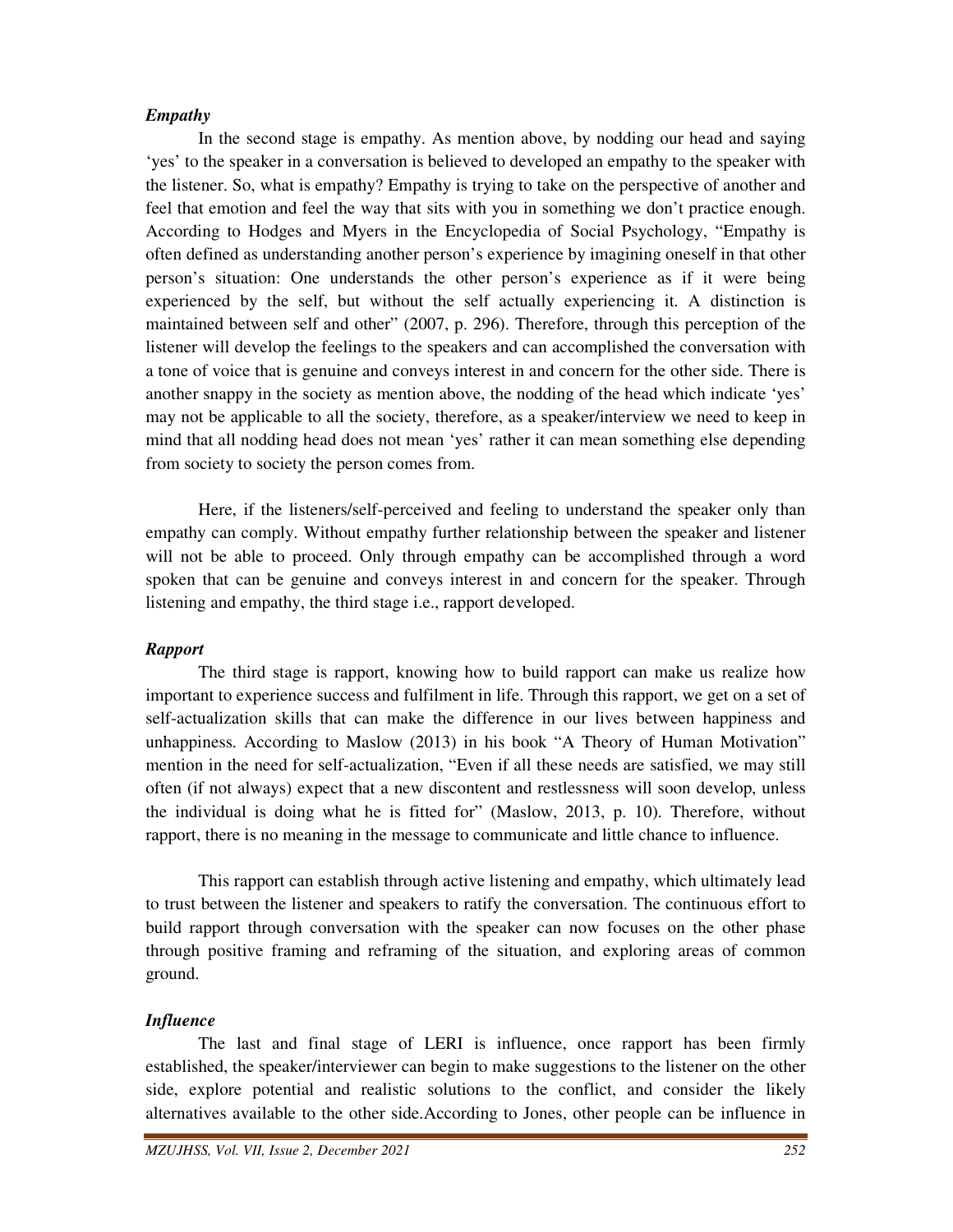### *Empathy*

In the second stage is empathy. As mention above, by nodding our head and saying 'yes' to the speaker in a conversation is believed to developed an empathy to the speaker with the listener. So, what is empathy? Empathy is trying to take on the perspective of another and feel that emotion and feel the way that sits with you in something we don't practice enough. According to Hodges and Myers in the Encyclopedia of Social Psychology, "Empathy is often defined as understanding another person's experience by imagining oneself in that other person's situation: One understands the other person's experience as if it were being experienced by the self, but without the self actually experiencing it. A distinction is maintained between self and other" (2007, p. 296). Therefore, through this perception of the listener will develop the feelings to the speakers and can accomplished the conversation with a tone of voice that is genuine and conveys interest in and concern for the other side. There is another snappy in the society as mention above, the nodding of the head which indicate 'yes' may not be applicable to all the society, therefore, as a speaker/interview we need to keep in mind that all nodding head does not mean 'yes' rather it can mean something else depending from society to society the person comes from.

Here, if the listeners/self-perceived and feeling to understand the speaker only than empathy can comply. Without empathy further relationship between the speaker and listener will not be able to proceed. Only through empathy can be accomplished through a word spoken that can be genuine and conveys interest in and concern for the speaker. Through listening and empathy, the third stage i.e., rapport developed.

### *Rapport*

The third stage is rapport, knowing how to build rapport can make us realize how important to experience success and fulfilment in life. Through this rapport, we get on a set of self-actualization skills that can make the difference in our lives between happiness and unhappiness. According to Maslow (2013) in his book "A Theory of Human Motivation" mention in the need for self-actualization, "Even if all these needs are satisfied, we may still often (if not always) expect that a new discontent and restlessness will soon develop, unless the individual is doing what he is fitted for" (Maslow, 2013, p. 10). Therefore, without rapport, there is no meaning in the message to communicate and little chance to influence.

This rapport can establish through active listening and empathy, which ultimately lead to trust between the listener and speakers to ratify the conversation. The continuous effort to build rapport through conversation with the speaker can now focuses on the other phase through positive framing and reframing of the situation, and exploring areas of common ground.

### *Influence*

The last and final stage of LERI is influence, once rapport has been firmly established, the speaker/interviewer can begin to make suggestions to the listener on the other side, explore potential and realistic solutions to the conflict, and consider the likely alternatives available to the other side.According to Jones, other people can be influence in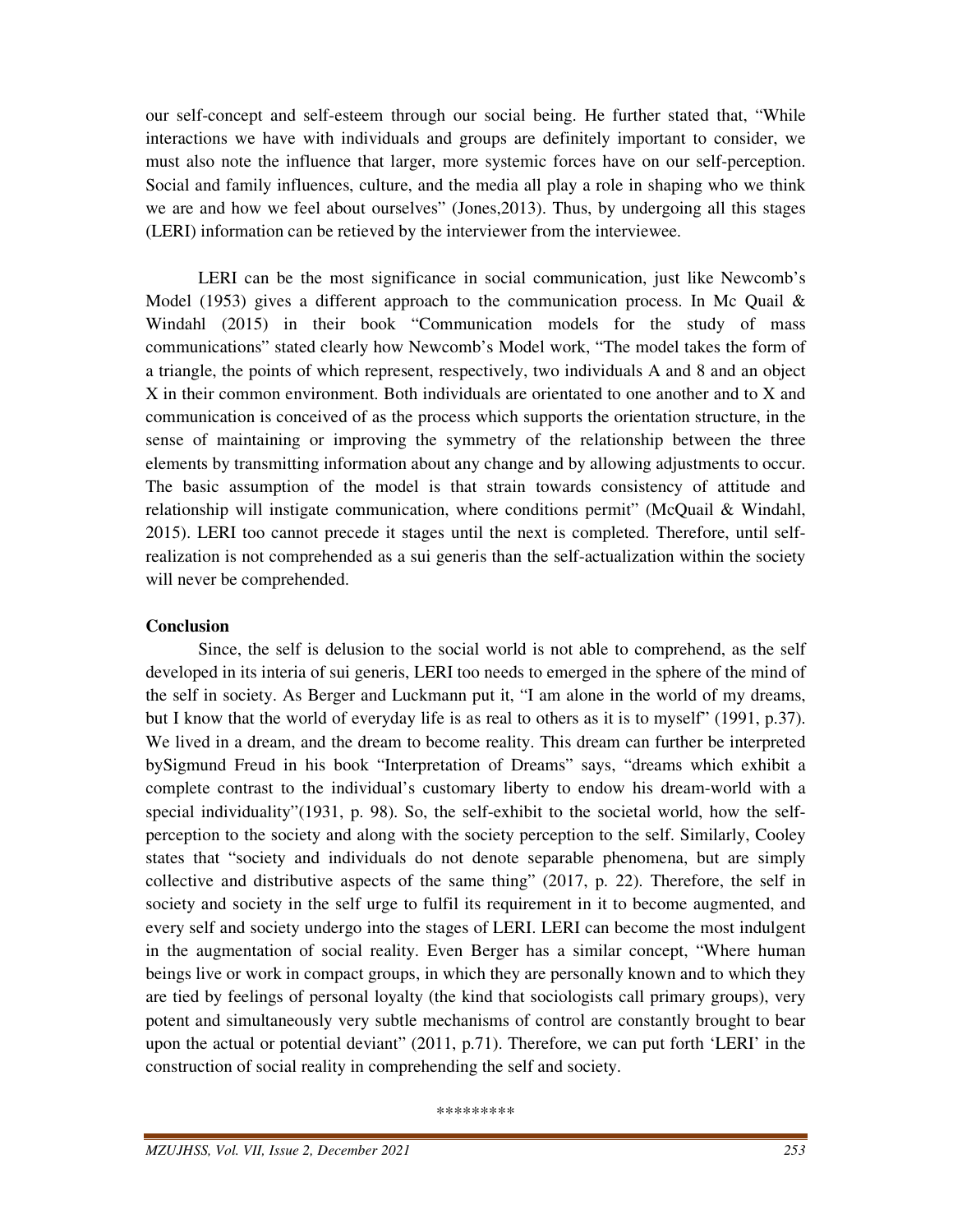our self-concept and self-esteem through our social being. He further stated that, "While interactions we have with individuals and groups are definitely important to consider, we must also note the influence that larger, more systemic forces have on our self-perception. Social and family influences, culture, and the media all play a role in shaping who we think we are and how we feel about ourselves" (Jones,2013). Thus, by undergoing all this stages (LERI) information can be retieved by the interviewer from the interviewee.

LERI can be the most significance in social communication, just like Newcomb's Model (1953) gives a different approach to the communication process. In Mc Quail & Windahl (2015) in their book "Communication models for the study of mass communications" stated clearly how Newcomb's Model work, "The model takes the form of a triangle, the points of which represent, respectively, two individuals A and 8 and an object X in their common environment. Both individuals are orientated to one another and to X and communication is conceived of as the process which supports the orientation structure, in the sense of maintaining or improving the symmetry of the relationship between the three elements by transmitting information about any change and by allowing adjustments to occur. The basic assumption of the model is that strain towards consistency of attitude and relationship will instigate communication, where conditions permit" (McQuail & Windahl, 2015). LERI too cannot precede it stages until the next is completed. Therefore, until self-realization is not comprehended as a sui generis than the self-actualization within the society will never be comprehended.

**Conclusion**

Since, the self is delusion to the social world is not able to comprehend, as the self developed in its interia of sui generis, LERI too needs to emerged in the sphere of the mind of the self in society. As Berger and Luckmann put it, "I am alone in the world of my dreams, but I know that the world of everyday life is as real to others as it is to myself" (1991, p.37). We lived in a dream, and the dream to become reality. This dream can further be interpreted bySigmund Freud in his book "Interpretation of Dreams" says, "dreams which exhibit a complete contrast to the individual's customary liberty to endow his dream-world with a special individuality"(1931, p. 98). So, the self-exhibit to the societal world, how the self-perception to the society and along with the society perception to the self. Similarly, Cooley states that "society and individuals do not denote separable phenomena, but are simply collective and distributive aspects of the same thing" (2017, p. 22). Therefore, the self in society and society in the self urge to fulfil its requirement in it to become augmented, and every self and society undergo into the stages of LERI. LERI can become the most indulgent in the augmentation of social reality. Even Berger has a similar concept, "Where human beings live or work in compact groups, in which they are personally known and to which they are tied by feelings of personal loyalty (the kind that sociologists call primary groups), very potent and simultaneously very subtle mechanisms of control are constantly brought to bear upon the actual or potential deviant" (2011, p.71). Therefore, we can put forth 'LERI' in the construction of social reality in comprehending the self and society.

*********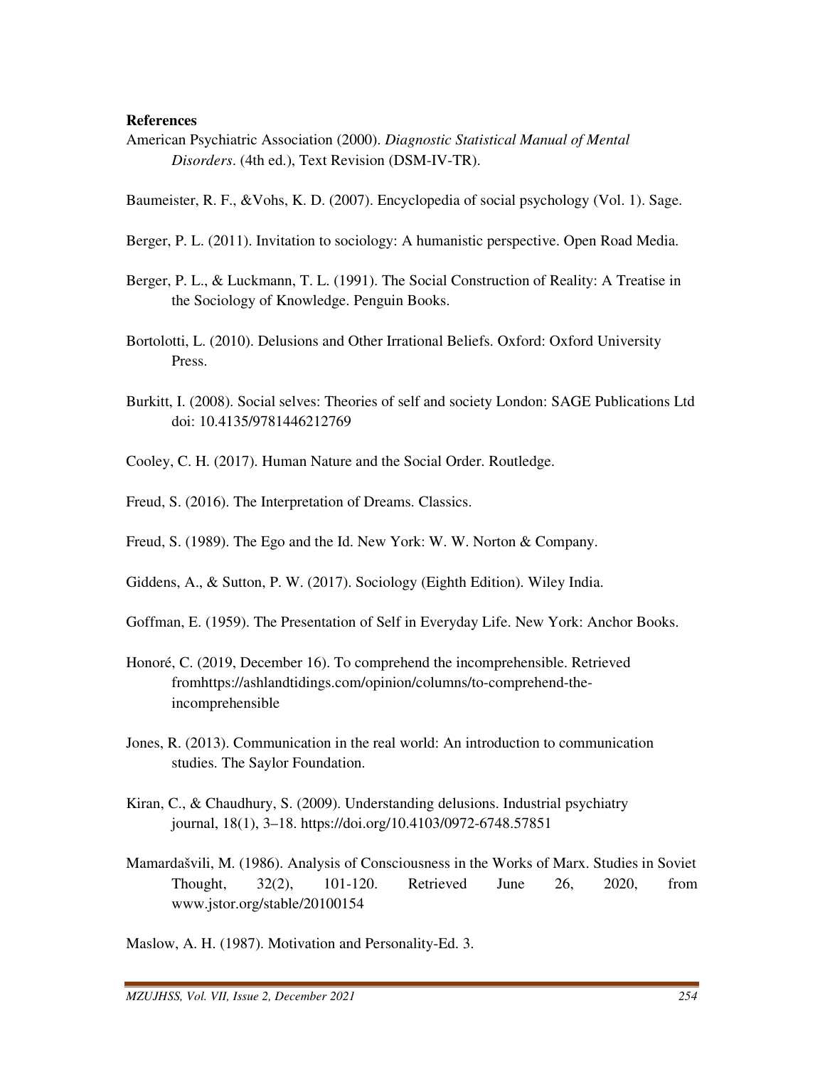**References**

American Psychiatric Association (2000). *Diagnostic Statistical Manual of Mental Disorders*. (4th ed.), Text Revision (DSM-IV-TR).

Baumeister, R. F., &Vohs, K. D. (2007). Encyclopedia of social psychology (Vol. 1). Sage.

Berger, P. L. (2011). Invitation to sociology: A humanistic perspective. Open Road Media.

Berger, P. L., & Luckmann, T. L. (1991). The Social Construction of Reality: A Treatise in the Sociology of Knowledge. Penguin Books.

Bortolotti, L. (2010). Delusions and Other Irrational Beliefs. Oxford: Oxford University Press.

Burkitt, I. (2008). Social selves: Theories of self and society London: SAGE Publications Ltd doi: 10.4135/9781446212769

Cooley, C. H. (2017). Human Nature and the Social Order. Routledge.

Freud, S. (2016). The Interpretation of Dreams. Classics.

Freud, S. (1989). The Ego and the Id. New York: W. W. Norton & Company.

Giddens, A., & Sutton, P. W. (2017). Sociology (Eighth Edition). Wiley India.

Goffman, E. (1959). The Presentation of Self in Everyday Life. New York: Anchor Books.

Honoré, C. (2019, December 16). To comprehend the incomprehensible. Retrieved fromhttps://ashlandtidings.com/opinion/columns/to-comprehend-the-incomprehensible

Jones, R. (2013). Communication in the real world: An introduction to communication studies. The Saylor Foundation.

Kiran, C., & Chaudhury, S. (2009). Understanding delusions. Industrial psychiatry journal, 18(1), 3–18. https://doi.org/10.4103/0972-6748.57851

Mamardašvili, M. (1986). Analysis of Consciousness in the Works of Marx. Studies in Soviet Thought, 32(2), 101-120. Retrieved June 26, 2020, from www.jstor.org/stable/20100154

Maslow, A. H. (1987). Motivation and Personality-Ed. 3.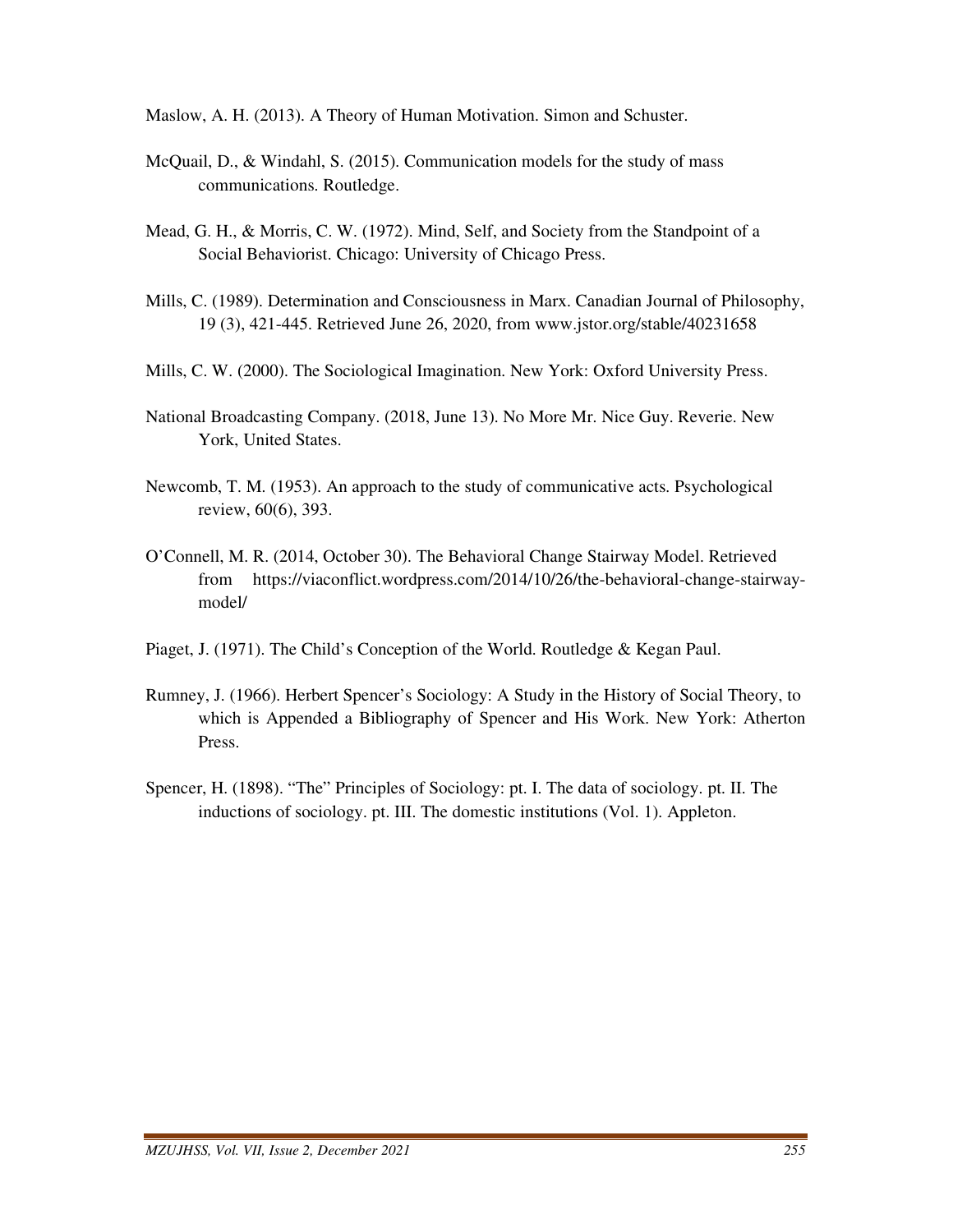Maslow, A. H. (2013). A Theory of Human Motivation. Simon and Schuster.

McQuail, D., & Windahl, S. (2015). Communication models for the study of mass communications. Routledge.

Mead, G. H., & Morris, C. W. (1972). Mind, Self, and Society from the Standpoint of a Social Behaviorist. Chicago: University of Chicago Press.

Mills, C. (1989). Determination and Consciousness in Marx. Canadian Journal of Philosophy, 19 (3), 421-445. Retrieved June 26, 2020, from www.jstor.org/stable/40231658

Mills, C. W. (2000). The Sociological Imagination. New York: Oxford University Press.

National Broadcasting Company. (2018, June 13). No More Mr. Nice Guy. Reverie. New York, United States.

Newcomb, T. M. (1953). An approach to the study of communicative acts. Psychological review, 60(6), 393.

O'Connell, M. R. (2014, October 30). The Behavioral Change Stairway Model. Retrieved from https://viaconflict.wordpress.com/2014/10/26/the-behavioral-change-stairway-model/

Piaget, J. (1971). The Child's Conception of the World. Routledge & Kegan Paul.

Rumney, J. (1966). Herbert Spencer's Sociology: A Study in the History of Social Theory, to which is Appended a Bibliography of Spencer and His Work. New York: Atherton Press.

Spencer, H. (1898). "The" Principles of Sociology: pt. I. The data of sociology. pt. II. The inductions of sociology. pt. III. The domestic institutions (Vol. 1). Appleton.